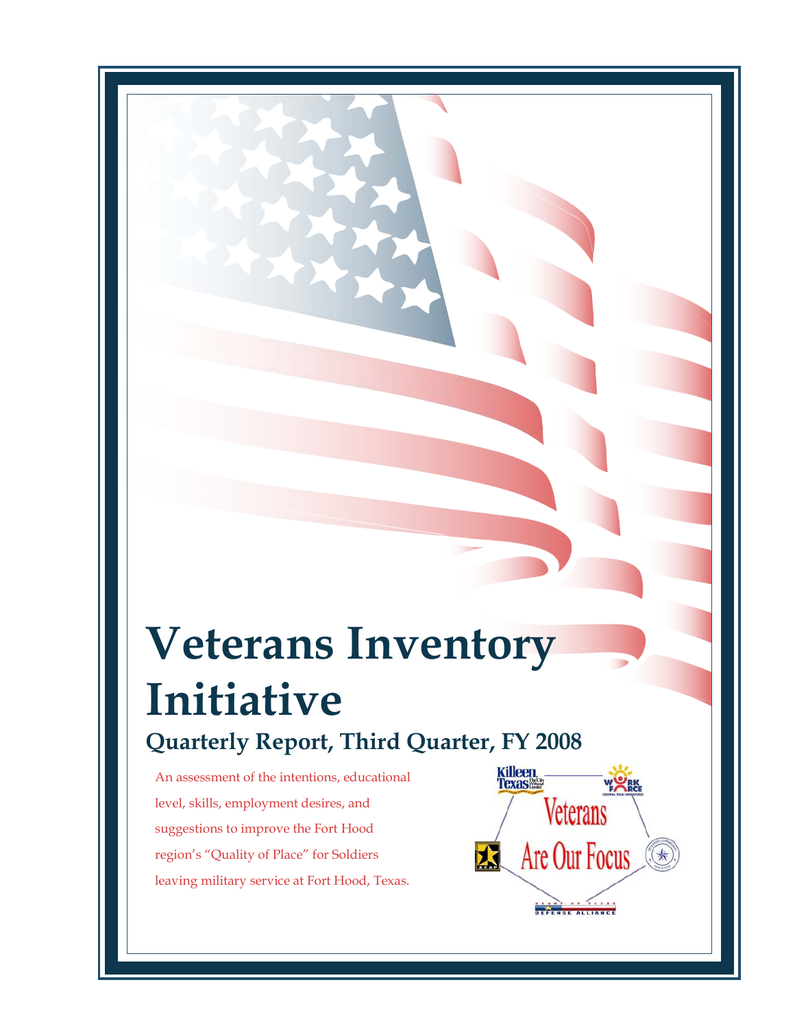# Veterans Inventory Initiative

## Quarterly Report, Third Quarter, FY 2008

An assessment of the intentions, educational level, skills, employment desires, and suggestions to improve the Fort Hood region's "Quality of Place" for Soldiers leaving military service at Fort Hood, Texas.

Veterans Are Our Focus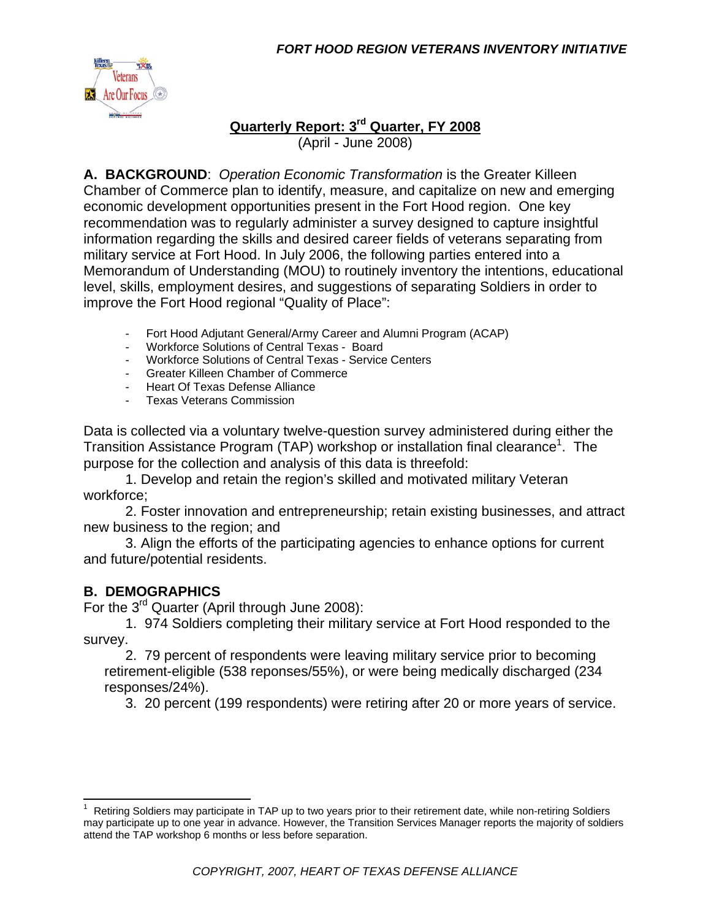## Quarterly Report: 3rd Quarter, FY 2008

(April - June 2008)

**A. BACKGROUND**: *Operation Economic Transformation* is the Greater Killeen Chamber of Commerce plan to identify, measure, and capitalize on new and emerging economic development opportunities present in the Fort Hood region. One key recommendation was to regularly administer a survey designed to capture insightful information regarding the skills and desired career fields of veterans separating from military service at Fort Hood. In July 2006, the following parties entered into a Memorandum of Understanding (MOU) to routinely inventory the intentions, educational level, skills, employment desires, and suggestions of separating Soldiers in order to improve the Fort Hood regional "Quality of Place":

- Fort Hood Adjutant General/Army Career and Alumni Program (ACAP)
- Workforce Solutions of Central Texas - Board
- Workforce Solutions of Central Texas - Service Centers
- Greater Killeen Chamber of Commerce
- Heart Of Texas Defense Alliance
- Texas Veterans Commission

Data is collected via a voluntary twelve-question survey administered during either the Transition Assistance Program (TAP) workshop or installation final clearance[1]. The purpose for the collection and analysis of this data is threefold:

1. Develop and retain the region's skilled and motivated military Veteran workforce;
2. Foster innovation and entrepreneurship; retain existing businesses, and attract new business to the region; and
3. Align the efforts of the participating agencies to enhance options for current and future/potential residents.

### B. DEMOGRAPHICS

For the 3rd Quarter (April through June 2008):

1. 974 Soldiers completing their military service at Fort Hood responded to the survey.
2. 79 percent of respondents were leaving military service prior to becoming retirement-eligible (538 reponses/55%), or were being medically discharged (234 responses/24%).
3. 20 percent (199 respondents) were retiring after 20 or more years of service.

[1] Retiring Soldiers may participate in TAP up to two years prior to their retirement date, while non-retiring Soldiers may participate up to one year in advance. However, the Transition Services Manager reports the majority of soldiers attend the TAP workshop 6 months or less before separation.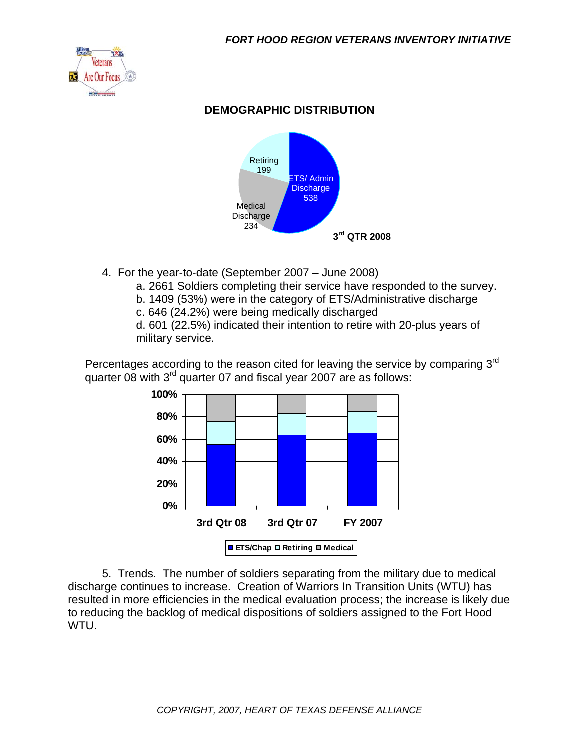## DEMOGRAPHIC DISTRIBUTION

Retiring 199

ETS/ Admin Discharge 538

Medical Discharge 234

3rd QTR 2008

4. For the year-to-date (September 2007 – June 2008)
   a. 2661 Soldiers completing their service have responded to the survey.
   b. 1409 (53%) were in the category of ETS/Administrative discharge
   c. 646 (24.2%) were being medically discharged
   d. 601 (22.5%) indicated their intention to retire with 20-plus years of military service.

Percentages according to the reason cited for leaving the service by comparing 3rd quarter 08 with 3rd quarter 07 and fiscal year 2007 are as follows:

100%
80%
60%
40%
20%
0%

3rd Qtr 08 | 3rd Qtr 07 | FY 2007

ETS/Chap | Retiring | Medical

5. Trends. The number of soldiers separating from the military due to medical discharge continues to increase. Creation of Warriors In Transition Units (WTU) has resulted in more efficiencies in the medical evaluation process; the increase is likely due to reducing the backlog of medical dispositions of soldiers assigned to the Fort Hood WTU.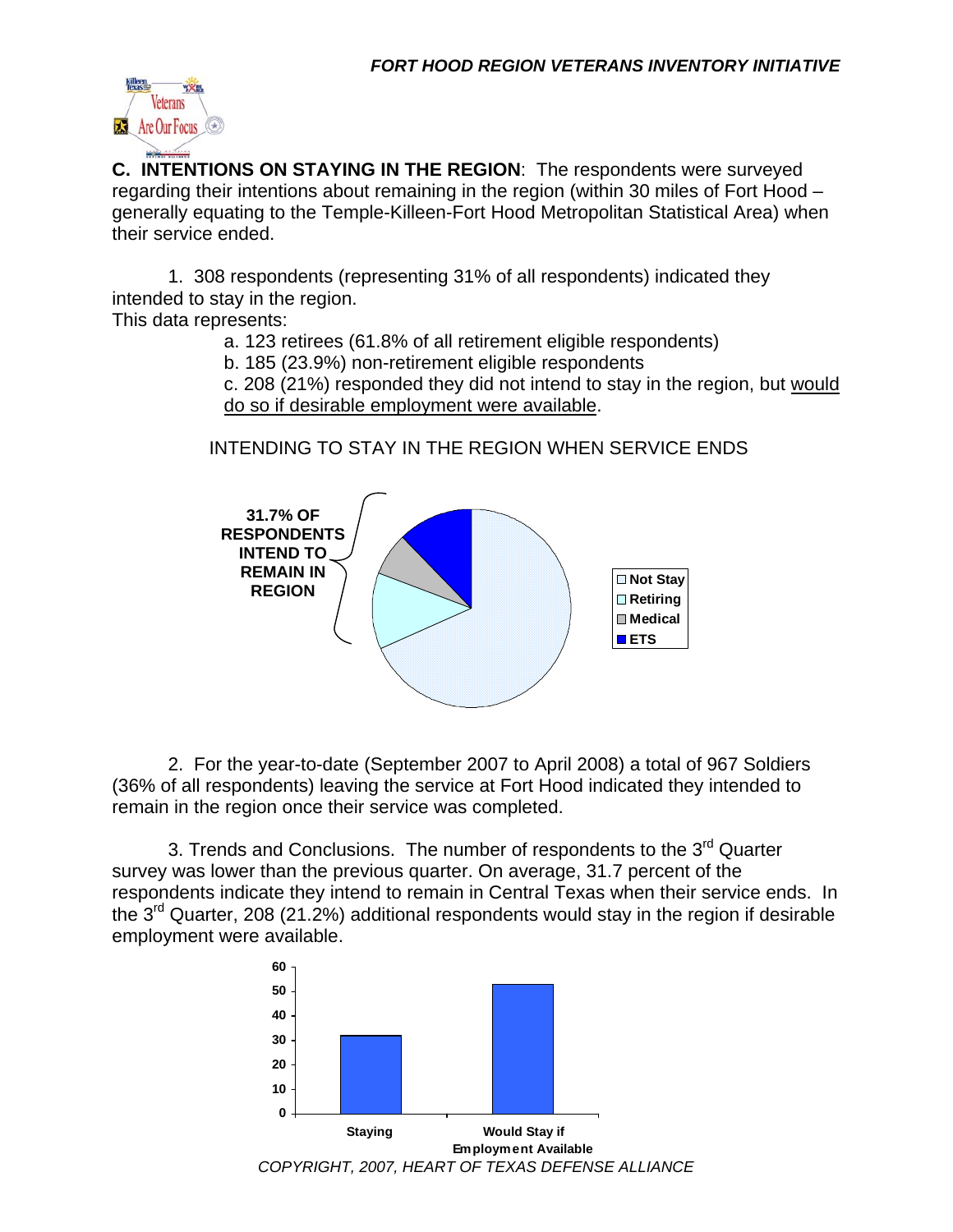**C. INTENTIONS ON STAYING IN THE REGION**: The respondents were surveyed regarding their intentions about remaining in the region (within 30 miles of Fort Hood – generally equating to the Temple-Killeen-Fort Hood Metropolitan Statistical Area) when their service ended.

1. 308 respondents (representing 31% of all respondents) indicated they intended to stay in the region.

This data represents:

a. 123 retirees (61.8% of all retirement eligible respondents)

b. 185 (23.9%) non-retirement eligible respondents

c. 208 (21%) responded they did not intend to stay in the region, but would do so if desirable employment were available.

INTENDING TO STAY IN THE REGION WHEN SERVICE ENDS

31.7% OF RESPONDENTS INTEND TO REMAIN IN REGION

Not Stay
Retiring
Medical
ETS

2. For the year-to-date (September 2007 to April 2008) a total of 967 Soldiers (36% of all respondents) leaving the service at Fort Hood indicated they intended to remain in the region once their service was completed.

3. Trends and Conclusions. The number of respondents to the 3rd Quarter survey was lower than the previous quarter. On average, 31.7 percent of the respondents indicate they intend to remain in Central Texas when their service ends. In the 3rd Quarter, 208 (21.2%) additional respondents would stay in the region if desirable employment were available.

Staying | Would Stay if Employment Available

*COPYRIGHT, 2007, HEART OF TEXAS DEFENSE ALLIANCE*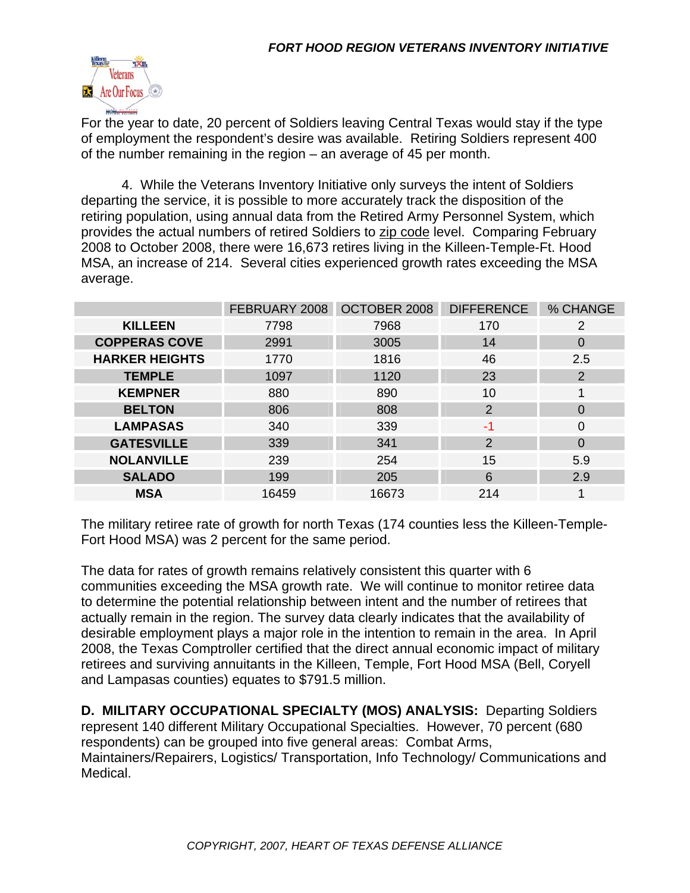For the year to date, 20 percent of Soldiers leaving Central Texas would stay if the type of employment the respondent's desire was available. Retiring Soldiers represent 400 of the number remaining in the region – an average of 45 per month.

4. While the Veterans Inventory Initiative only surveys the intent of Soldiers departing the service, it is possible to more accurately track the disposition of the retiring population, using annual data from the Retired Army Personnel System, which provides the actual numbers of retired Soldiers to zip code level. Comparing February 2008 to October 2008, there were 16,673 retires living in the Killeen-Temple-Ft. Hood MSA, an increase of 214. Several cities experienced growth rates exceeding the MSA average.

| | FEBRUARY 2008 | OCTOBER 2008 | DIFFERENCE | % CHANGE |
|---|---|---|---|---|
| **KILLEEN** | 7798 | 7968 | 170 | 2 |
| **COPPERAS COVE** | 2991 | 3005 | 14 | 0 |
| **HARKER HEIGHTS** | 1770 | 1816 | 46 | 2.5 |
| **TEMPLE** | 1097 | 1120 | 23 | 2 |
| **KEMPNER** | 880 | 890 | 10 | 1 |
| **BELTON** | 806 | 808 | 2 | 0 |
| **LAMPASAS** | 340 | 339 | -1 | 0 |
| **GATESVILLE** | 339 | 341 | 2 | 0 |
| **NOLANVILLE** | 239 | 254 | 15 | 5.9 |
| **SALADO** | 199 | 205 | 6 | 2.9 |
| **MSA** | 16459 | 16673 | 214 | 1 |

The military retiree rate of growth for north Texas (174 counties less the Killeen-Temple-Fort Hood MSA) was 2 percent for the same period.

The data for rates of growth remains relatively consistent this quarter with 6 communities exceeding the MSA growth rate. We will continue to monitor retiree data to determine the potential relationship between intent and the number of retirees that actually remain in the region. The survey data clearly indicates that the availability of desirable employment plays a major role in the intention to remain in the area. In April 2008, the Texas Comptroller certified that the direct annual economic impact of military retirees and surviving annuitants in the Killeen, Temple, Fort Hood MSA (Bell, Coryell and Lampasas counties) equates to $791.5 million.

**D. MILITARY OCCUPATIONAL SPECIALTY (MOS) ANALYSIS:** Departing Soldiers represent 140 different Military Occupational Specialties. However, 70 percent (680 respondents) can be grouped into five general areas: Combat Arms, Maintainers/Repairers, Logistics/ Transportation, Info Technology/ Communications and Medical.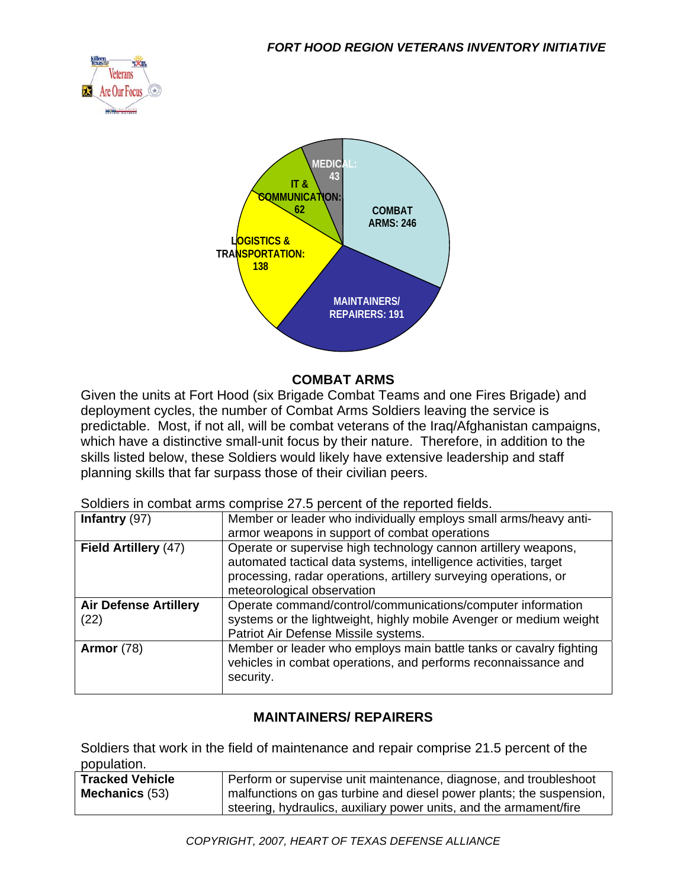COMBAT ARMS: 246

MAINTAINERS/ REPAIRERS: 191

LOGISTICS & TRANSPORTATION: 138

IT & COMMUNICATION: 62

MEDICAL: 43

## COMBAT ARMS

Given the units at Fort Hood (six Brigade Combat Teams and one Fires Brigade) and deployment cycles, the number of Combat Arms Soldiers leaving the service is predictable. Most, if not all, will be combat veterans of the Iraq/Afghanistan campaigns, which have a distinctive small-unit focus by their nature. Therefore, in addition to the skills listed below, these Soldiers would likely have extensive leadership and staff planning skills that far surpass those of their civilian peers.

Soldiers in combat arms comprise 27.5 percent of the reported fields.

| | |
|---|---|
| **Infantry** (97) | Member or leader who individually employs small arms/heavy anti-armor weapons in support of combat operations |
| **Field Artillery** (47) | Operate or supervise high technology cannon artillery weapons, automated tactical data systems, intelligence activities, target processing, radar operations, artillery surveying operations, or meteorological observation |
| **Air Defense Artillery** (22) | Operate command/control/communications/computer information systems or the lightweight, highly mobile Avenger or medium weight Patriot Air Defense Missile systems. |
| **Armor** (78) | Member or leader who employs main battle tanks or cavalry fighting vehicles in combat operations, and performs reconnaissance and security. |

## MAINTAINERS/ REPAIRERS

Soldiers that work in the field of maintenance and repair comprise 21.5 percent of the population.

| | |
|---|---|
| **Tracked Vehicle Mechanics** (53) | Perform or supervise unit maintenance, diagnose, and troubleshoot malfunctions on gas turbine and diesel power plants; the suspension, steering, hydraulics, auxiliary power units, and the armament/fire |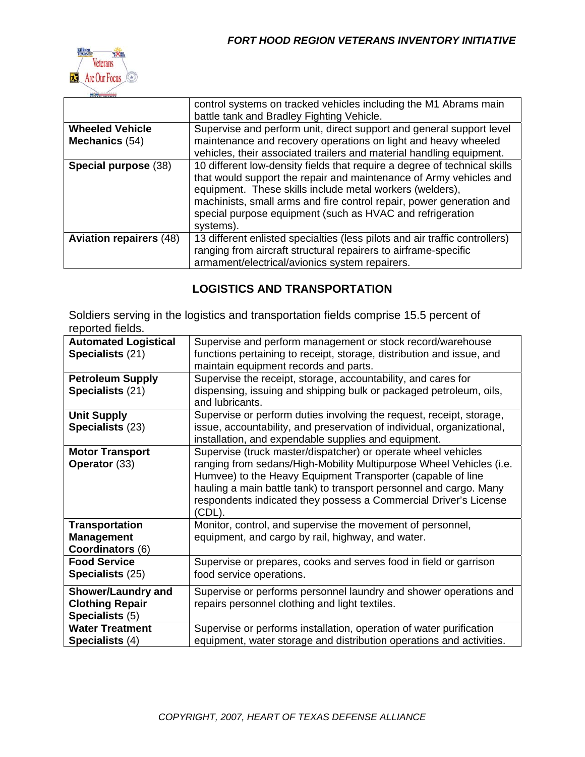| | |
|---|---|
| | control systems on tracked vehicles including the M1 Abrams main battle tank and Bradley Fighting Vehicle. |
| **Wheeled Vehicle Mechanics** (54) | Supervise and perform unit, direct support and general support level maintenance and recovery operations on light and heavy wheeled vehicles, their associated trailers and material handling equipment. |
| **Special purpose** (38) | 10 different low-density fields that require a degree of technical skills that would support the repair and maintenance of Army vehicles and equipment. These skills include metal workers (welders), machinists, small arms and fire control repair, power generation and special purpose equipment (such as HVAC and refrigeration systems). |
| **Aviation repairers** (48) | 13 different enlisted specialties (less pilots and air traffic controllers) ranging from aircraft structural repairers to airframe-specific armament/electrical/avionics system repairers. |

## LOGISTICS AND TRANSPORTATION

Soldiers serving in the logistics and transportation fields comprise 15.5 percent of reported fields.

| | |
|---|---|
| **Automated Logistical Specialists** (21) | Supervise and perform management or stock record/warehouse functions pertaining to receipt, storage, distribution and issue, and maintain equipment records and parts. |
| **Petroleum Supply Specialists** (21) | Supervise the receipt, storage, accountability, and cares for dispensing, issuing and shipping bulk or packaged petroleum, oils, and lubricants. |
| **Unit Supply Specialists** (23) | Supervise or perform duties involving the request, receipt, storage, issue, accountability, and preservation of individual, organizational, installation, and expendable supplies and equipment. |
| **Motor Transport Operator** (33) | Supervise (truck master/dispatcher) or operate wheel vehicles ranging from sedans/High-Mobility Multipurpose Wheel Vehicles (i.e. Humvee) to the Heavy Equipment Transporter (capable of line hauling a main battle tank) to transport personnel and cargo. Many respondents indicated they possess a Commercial Driver's License (CDL). |
| **Transportation Management Coordinators** (6) | Monitor, control, and supervise the movement of personnel, equipment, and cargo by rail, highway, and water. |
| **Food Service Specialists** (25) | Supervise or prepares, cooks and serves food in field or garrison food service operations. |
| **Shower/Laundry and Clothing Repair Specialists** (5) | Supervise or performs personnel laundry and shower operations and repairs personnel clothing and light textiles. |
| **Water Treatment Specialists** (4) | Supervise or performs installation, operation of water purification equipment, water storage and distribution operations and activities. |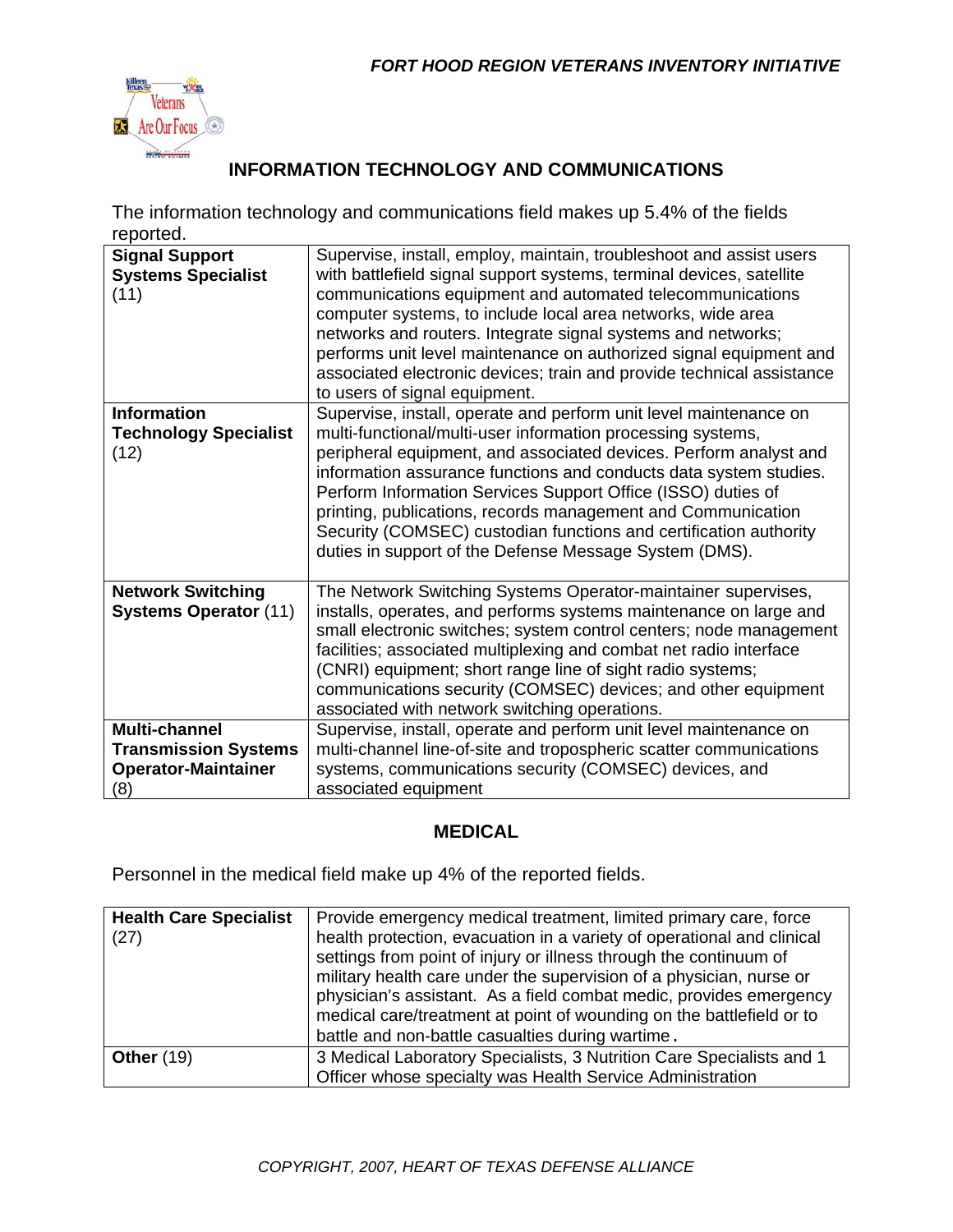## INFORMATION TECHNOLOGY AND COMMUNICATIONS

The information technology and communications field makes up 5.4% of the fields reported.

| | |
|---|---|
| **Signal Support Systems Specialist** (11) | Supervise, install, employ, maintain, troubleshoot and assist users with battlefield signal support systems, terminal devices, satellite communications equipment and automated telecommunications computer systems, to include local area networks, wide area networks and routers. Integrate signal systems and networks; performs unit level maintenance on authorized signal equipment and associated electronic devices; train and provide technical assistance to users of signal equipment. |
| **Information Technology Specialist** (12) | Supervise, install, operate and perform unit level maintenance on multi-functional/multi-user information processing systems, peripheral equipment, and associated devices. Perform analyst and information assurance functions and conducts data system studies. Perform Information Services Support Office (ISSO) duties of printing, publications, records management and Communication Security (COMSEC) custodian functions and certification authority duties in support of the Defense Message System (DMS). |
| **Network Switching Systems Operator** (11) | The Network Switching Systems Operator-maintainer supervises, installs, operates, and performs systems maintenance on large and small electronic switches; system control centers; node management facilities; associated multiplexing and combat net radio interface (CNRI) equipment; short range line of sight radio systems; communications security (COMSEC) devices; and other equipment associated with network switching operations. |
| **Multi-channel Transmission Systems Operator-Maintainer** (8) | Supervise, install, operate and perform unit level maintenance on multi-channel line-of-site and tropospheric scatter communications systems, communications security (COMSEC) devices, and associated equipment |

## MEDICAL

Personnel in the medical field make up 4% of the reported fields.

| | |
|---|---|
| **Health Care Specialist** (27) | Provide emergency medical treatment, limited primary care, force health protection, evacuation in a variety of operational and clinical settings from point of injury or illness through the continuum of military health care under the supervision of a physician, nurse or physician's assistant. As a field combat medic, provides emergency medical care/treatment at point of wounding on the battlefield or to battle and non-battle casualties during wartime. |
| **Other** (19) | 3 Medical Laboratory Specialists, 3 Nutrition Care Specialists and 1 Officer whose specialty was Health Service Administration |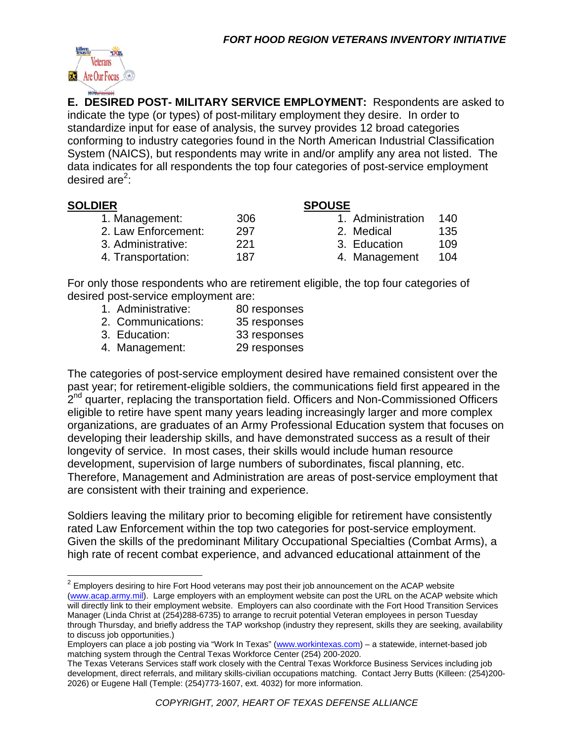**E. DESIRED POST- MILITARY SERVICE EMPLOYMENT:** Respondents are asked to indicate the type (or types) of post-military employment they desire. In order to standardize input for ease of analysis, the survey provides 12 broad categories conforming to industry categories found in the North American Industrial Classification System (NAICS), but respondents may write in and/or amplify any area not listed. The data indicates for all respondents the top four categories of post-service employment desired are[2]:

| SOLDIER | | SPOUSE | |
|---|---|---|---|
| 1. Management: | 306 | 1. Administration | 140 |
| 2. Law Enforcement: | 297 | 2. Medical | 135 |
| 3. Administrative: | 221 | 3. Education | 109 |
| 4. Transportation: | 187 | 4. Management | 104 |

For only those respondents who are retirement eligible, the top four categories of desired post-service employment are:

1. Administrative: 80 responses
2. Communications: 35 responses
3. Education: 33 responses
4. Management: 29 responses

The categories of post-service employment desired have remained consistent over the past year; for retirement-eligible soldiers, the communications field first appeared in the 2nd quarter, replacing the transportation field. Officers and Non-Commissioned Officers eligible to retire have spent many years leading increasingly larger and more complex organizations, are graduates of an Army Professional Education system that focuses on developing their leadership skills, and have demonstrated success as a result of their longevity of service. In most cases, their skills would include human resource development, supervision of large numbers of subordinates, fiscal planning, etc. Therefore, Management and Administration are areas of post-service employment that are consistent with their training and experience.

Soldiers leaving the military prior to becoming eligible for retirement have consistently rated Law Enforcement within the top two categories for post-service employment. Given the skills of the predominant Military Occupational Specialties (Combat Arms), a high rate of recent combat experience, and advanced educational attainment of the

---

[2] Employers desiring to hire Fort Hood veterans may post their job announcement on the ACAP website (www.acap.army.mil). Large employers with an employment website can post the URL on the ACAP website which will directly link to their employment website. Employers can also coordinate with the Fort Hood Transition Services Manager (Linda Christ at (254)288-6735) to arrange to recruit potential Veteran employees in person Tuesday through Thursday, and briefly address the TAP workshop (industry they represent, skills they are seeking, availability to discuss job opportunities.)
Employers can place a job posting via "Work In Texas" (www.workintexas.com) – a statewide, internet-based job matching system through the Central Texas Workforce Center (254) 200-2020.
The Texas Veterans Services staff work closely with the Central Texas Workforce Business Services including job development, direct referrals, and military skills-civilian occupations matching. Contact Jerry Butts (Killeen: (254)200-2026) or Eugene Hall (Temple: (254)773-1607, ext. 4032) for more information.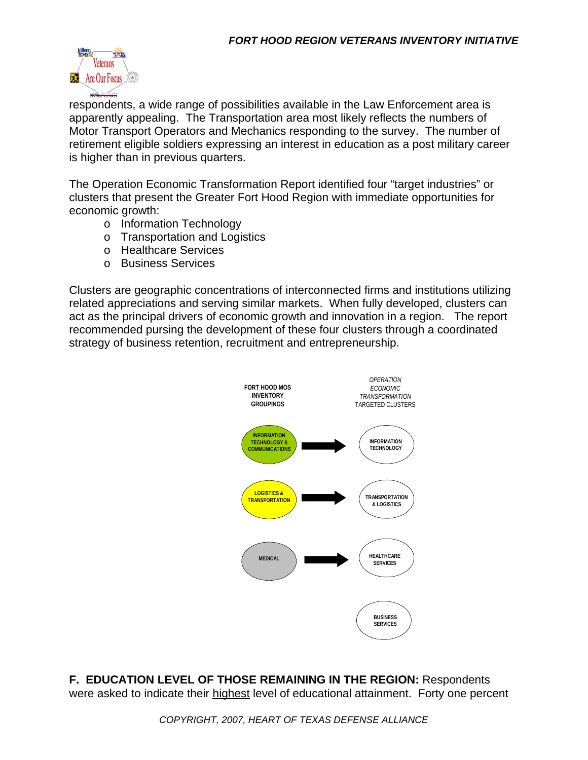respondents, a wide range of possibilities available in the Law Enforcement area is apparently appealing. The Transportation area most likely reflects the numbers of Motor Transport Operators and Mechanics responding to the survey. The number of retirement eligible soldiers expressing an interest in education as a post military career is higher than in previous quarters.

The Operation Economic Transformation Report identified four "target industries" or clusters that present the Greater Fort Hood Region with immediate opportunities for economic growth:

- Information Technology
- Transportation and Logistics
- Healthcare Services
- Business Services

Clusters are geographic concentrations of interconnected firms and institutions utilizing related appreciations and serving similar markets. When fully developed, clusters can act as the principal drivers of economic growth and innovation in a region. The report recommended pursing the development of these four clusters through a coordinated strategy of business retention, recruitment and entrepreneurship.

| FORT HOOD MOS INVENTORY GROUPINGS | | *OPERATION ECONOMIC TRANSFORMATION* TARGETED CLUSTERS |
|---|---|---|
| INFORMATION TECHNOLOGY & COMMUNICATIONS | → | INFORMATION TECHNOLOGY |
| LOGISTICS & TRANSPORTATION | → | TRANSPORTATION & LOGISTICS |
| MEDICAL | → | HEALTHCARE SERVICES |
| | | BUSINESS SERVICES |

**F. EDUCATION LEVEL OF THOSE REMAINING IN THE REGION:** Respondents were asked to indicate their highest level of educational attainment. Forty one percent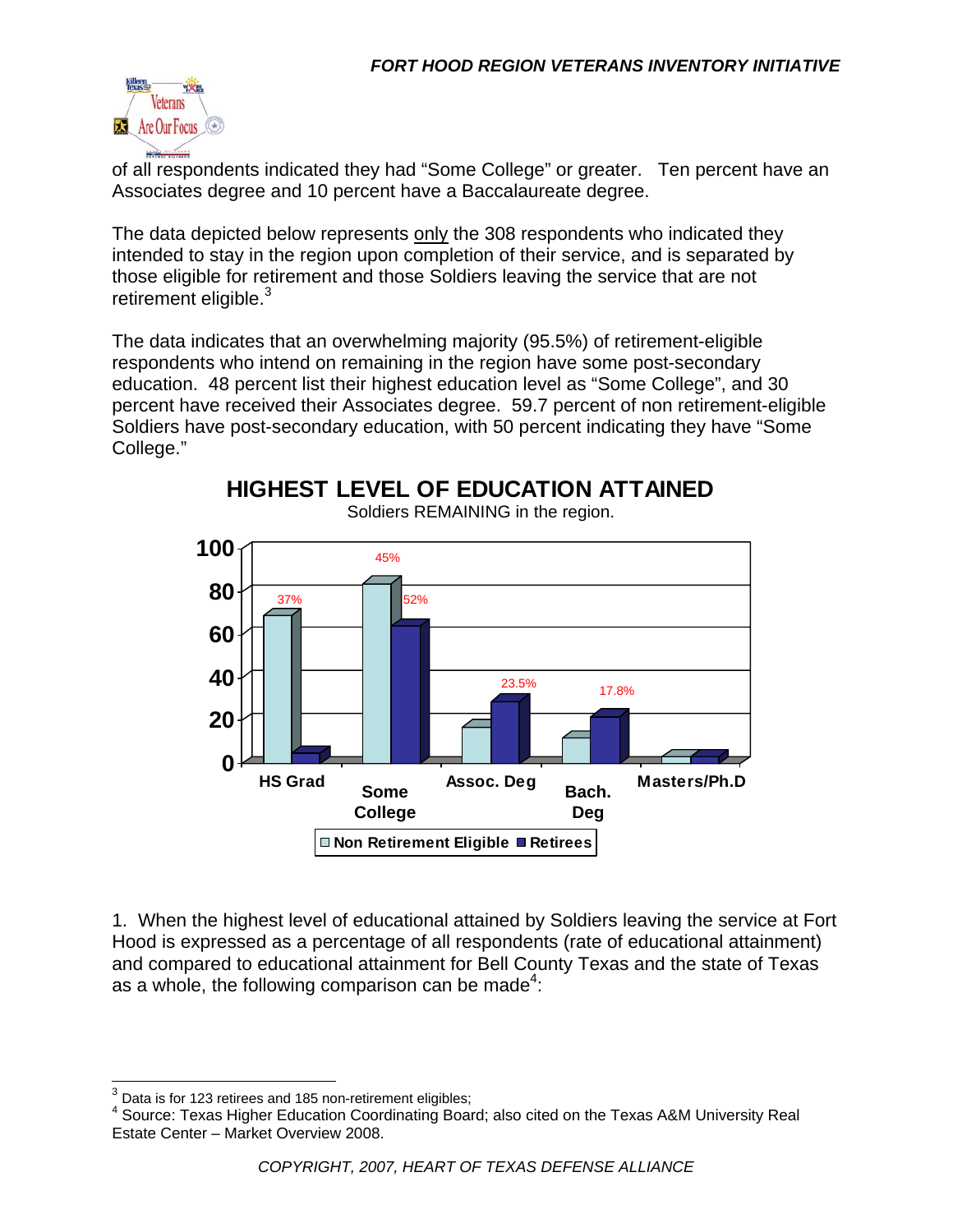of all respondents indicated they had "Some College" or greater.   Ten percent have an Associates degree and 10 percent have a Baccalaureate degree.

The data depicted below represents only the 308 respondents who indicated they intended to stay in the region upon completion of their service, and is separated by those eligible for retirement and those Soldiers leaving the service that are not retirement eligible.[3]

The data indicates that an overwhelming majority (95.5%) of retirement-eligible respondents who intend on remaining in the region have some post-secondary education.  48 percent list their highest education level as "Some College", and 30 percent have received their Associates degree.  59.7 percent of non retirement-eligible Soldiers have post-secondary education, with 50 percent indicating they have "Some College."

**HIGHEST LEVEL OF EDUCATION ATTAINED**

Soldiers REMAINING in the region.

| | Non Retirement Eligible | Retirees |
|---|---|---|
| HS Grad | 37% | |
| Some College | 45% | 52% |
| Assoc. Deg | | 23.5% |
| Bach. Deg | | 17.8% |
| Masters/Ph.D | | |

1.  When the highest level of educational attained by Soldiers leaving the service at Fort Hood is expressed as a percentage of all respondents (rate of educational attainment) and compared to educational attainment for Bell County Texas and the state of Texas as a whole, the following comparison can be made[4]:

---

[3] Data is for 123 retirees and 185 non-retirement eligibles;

[4] Source: Texas Higher Education Coordinating Board; also cited on the Texas A&M University Real Estate Center – Market Overview 2008.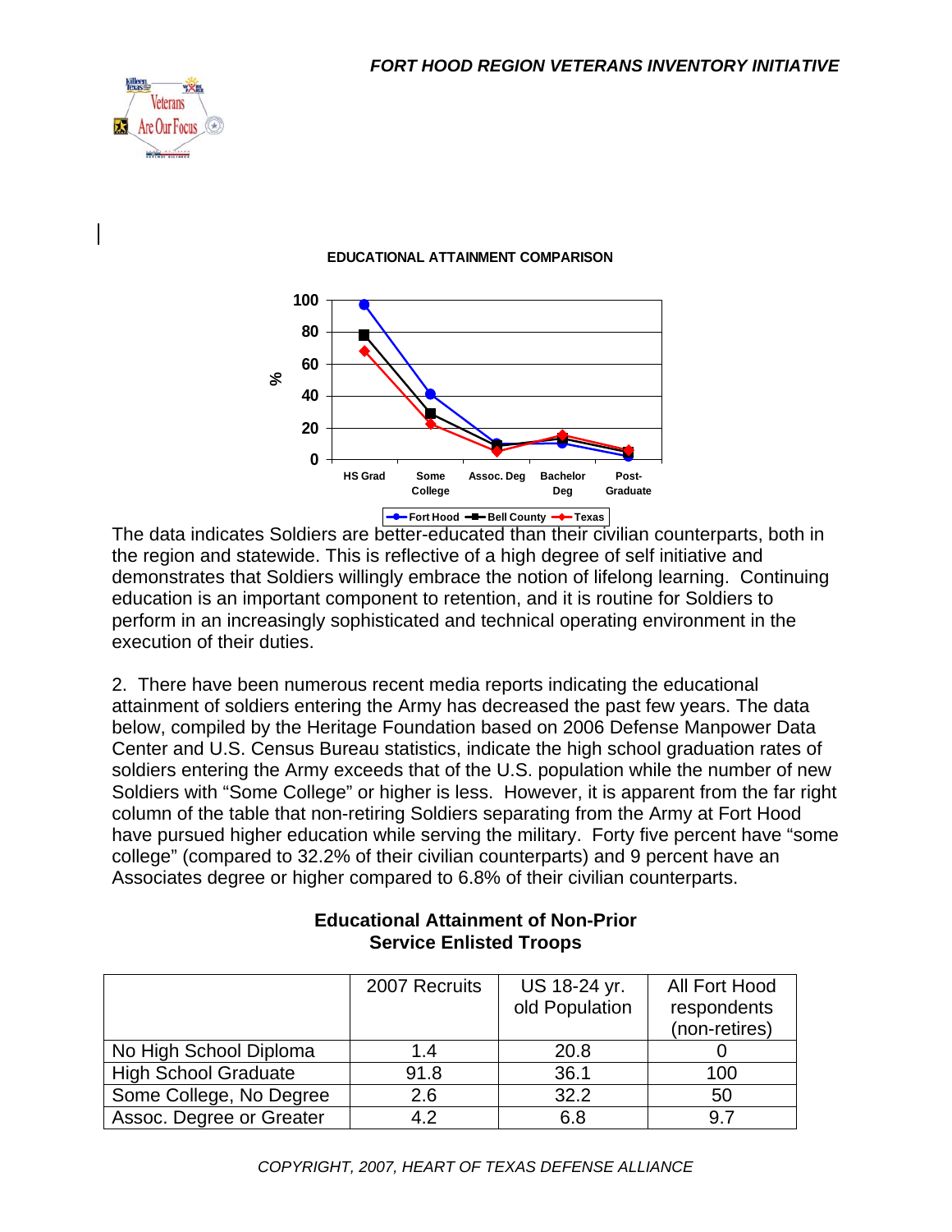EDUCATIONAL ATTAINMENT COMPARISON

The data indicates Soldiers are better-educated than their civilian counterparts, both in the region and statewide. This is reflective of a high degree of self initiative and demonstrates that Soldiers willingly embrace the notion of lifelong learning. Continuing education is an important component to retention, and it is routine for Soldiers to perform in an increasingly sophisticated and technical operating environment in the execution of their duties.

2. There have been numerous recent media reports indicating the educational attainment of soldiers entering the Army has decreased the past few years. The data below, compiled by the Heritage Foundation based on 2006 Defense Manpower Data Center and U.S. Census Bureau statistics, indicate the high school graduation rates of soldiers entering the Army exceeds that of the U.S. population while the number of new Soldiers with "Some College" or higher is less. However, it is apparent from the far right column of the table that non-retiring Soldiers separating from the Army at Fort Hood have pursued higher education while serving the military. Forty five percent have "some college" (compared to 32.2% of their civilian counterparts) and 9 percent have an Associates degree or higher compared to 6.8% of their civilian counterparts.

**Educational Attainment of Non-Prior Service Enlisted Troops**

| | 2007 Recruits | US 18-24 yr. old Population | All Fort Hood respondents (non-retires) |
|---|---|---|---|
| No High School Diploma | 1.4 | 20.8 | 0 |
| High School Graduate | 91.8 | 36.1 | 100 |
| Some College, No Degree | 2.6 | 32.2 | 50 |
| Assoc. Degree or Greater | 4.2 | 6.8 | 9.7 |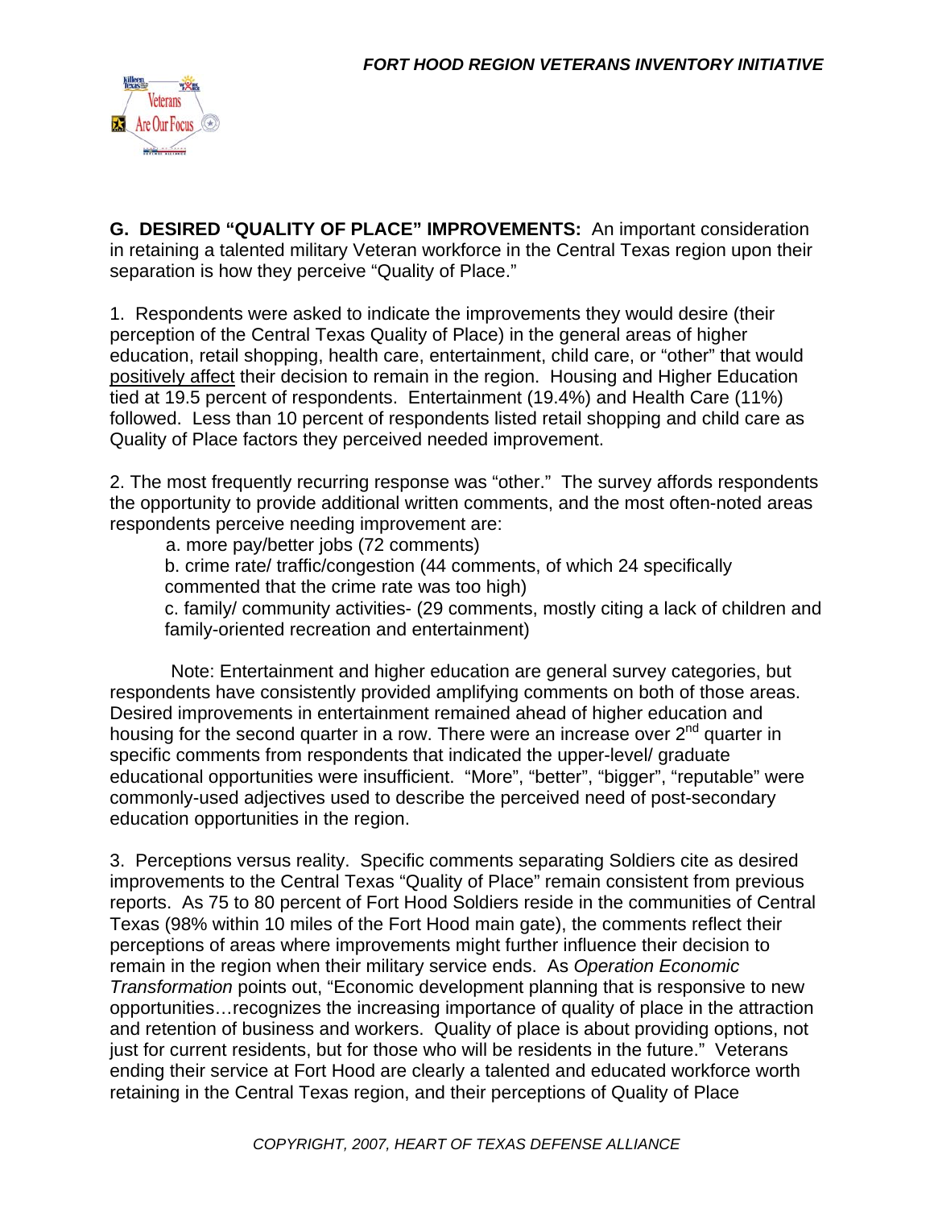**G. DESIRED "QUALITY OF PLACE" IMPROVEMENTS:** An important consideration in retaining a talented military Veteran workforce in the Central Texas region upon their separation is how they perceive "Quality of Place."

1. Respondents were asked to indicate the improvements they would desire (their perception of the Central Texas Quality of Place) in the general areas of higher education, retail shopping, health care, entertainment, child care, or "other" that would <u>positively affect</u> their decision to remain in the region. Housing and Higher Education tied at 19.5 percent of respondents. Entertainment (19.4%) and Health Care (11%) followed. Less than 10 percent of respondents listed retail shopping and child care as Quality of Place factors they perceived needed improvement.

2. The most frequently recurring response was "other." The survey affords respondents the opportunity to provide additional written comments, and the most often-noted areas respondents perceive needing improvement are:

   a. more pay/better jobs (72 comments)

   b. crime rate/ traffic/congestion (44 comments, of which 24 specifically commented that the crime rate was too high)

   c. family/ community activities- (29 comments, mostly citing a lack of children and family-oriented recreation and entertainment)

Note: Entertainment and higher education are general survey categories, but respondents have consistently provided amplifying comments on both of those areas. Desired improvements in entertainment remained ahead of higher education and housing for the second quarter in a row. There were an increase over 2nd quarter in specific comments from respondents that indicated the upper-level/ graduate educational opportunities were insufficient. "More", "better", "bigger", "reputable" were commonly-used adjectives used to describe the perceived need of post-secondary education opportunities in the region.

3. Perceptions versus reality. Specific comments separating Soldiers cite as desired improvements to the Central Texas "Quality of Place" remain consistent from previous reports. As 75 to 80 percent of Fort Hood Soldiers reside in the communities of Central Texas (98% within 10 miles of the Fort Hood main gate), the comments reflect their perceptions of areas where improvements might further influence their decision to remain in the region when their military service ends. As *Operation Economic Transformation* points out, "Economic development planning that is responsive to new opportunities…recognizes the increasing importance of quality of place in the attraction and retention of business and workers. Quality of place is about providing options, not just for current residents, but for those who will be residents in the future." Veterans ending their service at Fort Hood are clearly a talented and educated workforce worth retaining in the Central Texas region, and their perceptions of Quality of Place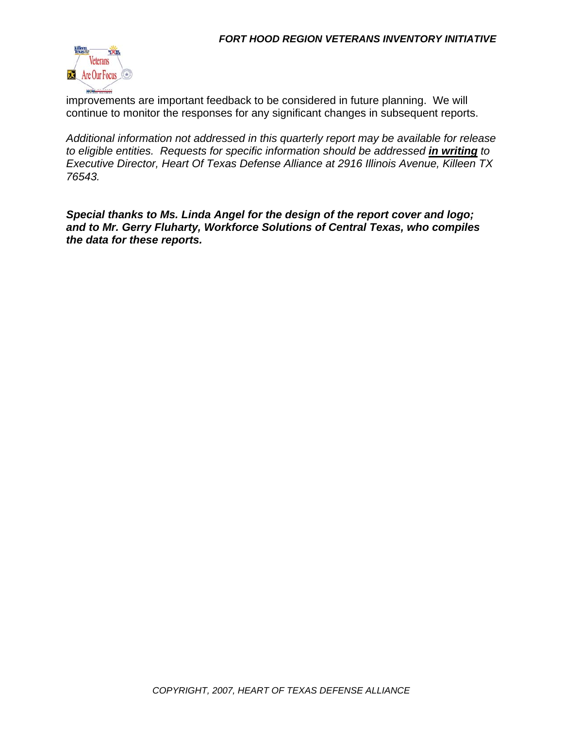improvements are important feedback to be considered in future planning. We will continue to monitor the responses for any significant changes in subsequent reports.

*Additional information not addressed in this quarterly report may be available for release to eligible entities. Requests for specific information should be addressed **in writing** to Executive Director, Heart Of Texas Defense Alliance at 2916 Illinois Avenue, Killeen TX 76543.*

***Special thanks to Ms. Linda Angel for the design of the report cover and logo; and to Mr. Gerry Fluharty, Workforce Solutions of Central Texas, who compiles the data for these reports.***